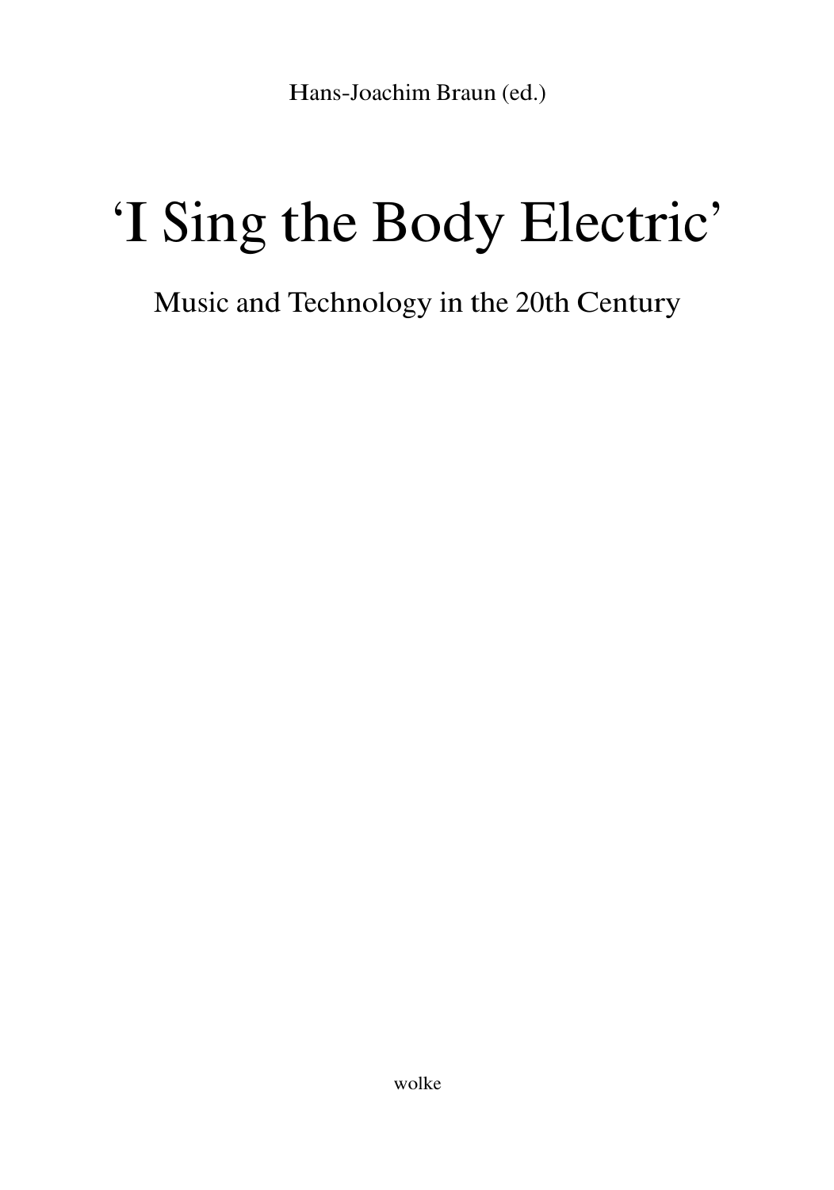Hans-Joachim Braun (ed.)

# ‘I Sing the Body Electric’

## Music and Technology in the 20th Century

wolke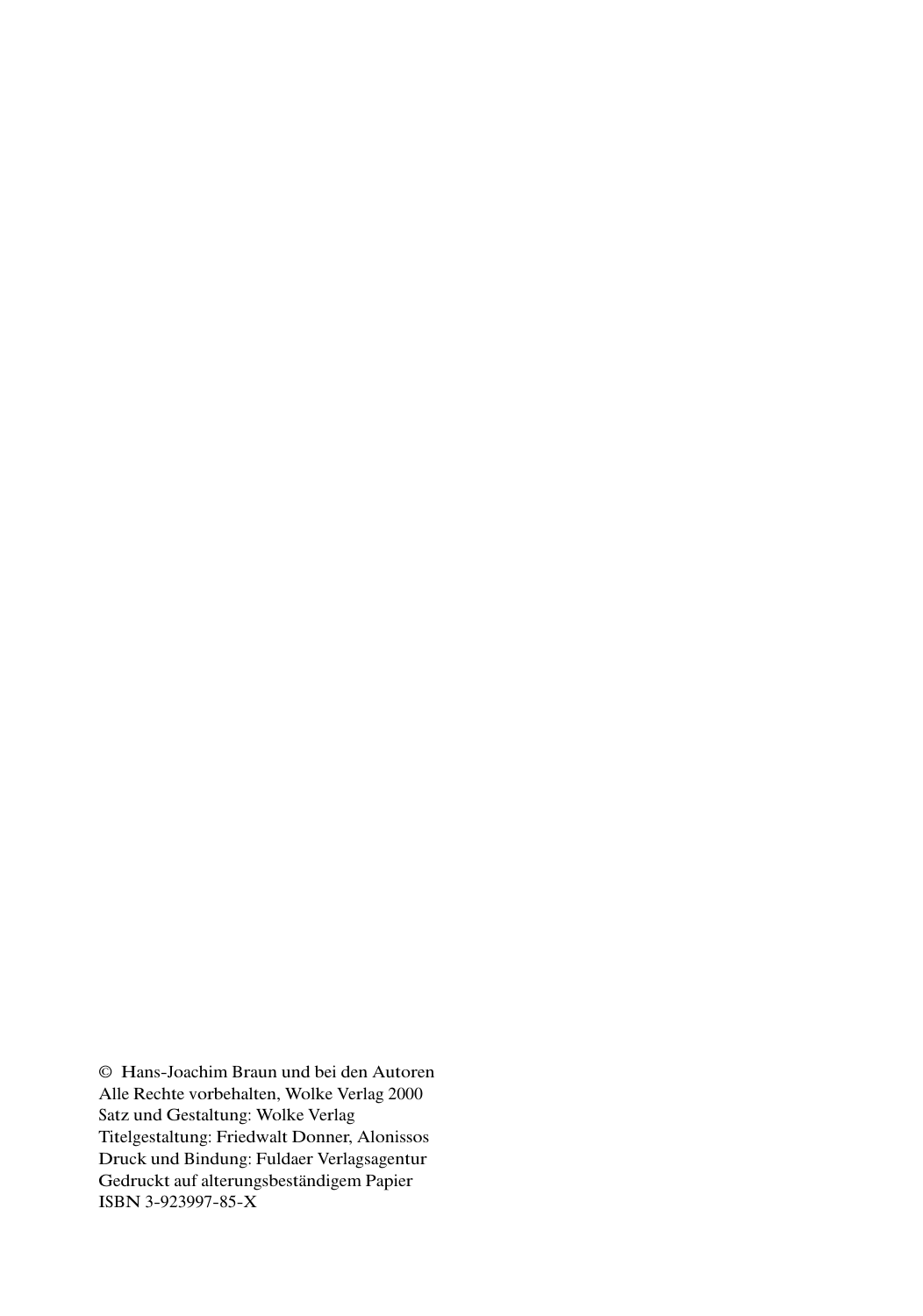© Hans-Joachim Braun und bei den Autoren
Alle Rechte vorbehalten, Wolke Verlag 2000
Satz und Gestaltung: Wolke Verlag
Titelgestaltung: Friedwalt Donner, Alonissos
Druck und Bindung: Fuldaer Verlagsagentur
Gedruckt auf alterungsbeständigem Papier
ISBN 3-923997-85-X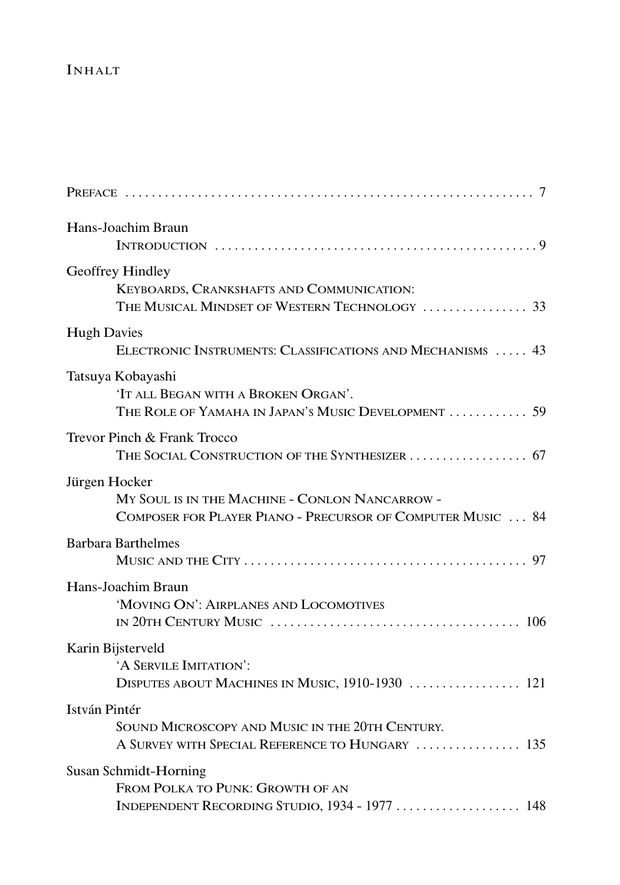# Inhalt

Preface ........................................................................ 7

Hans-Joachim Braun
Introduction ........................................................................ 9

Geoffrey Hindley
Keyboards, Crankshafts and Communication:
The Musical Mindset of Western Technology ................ 33

Hugh Davies
Electronic Instruments: Classifications and Mechanisms ..... 43

Tatsuya Kobayashi
'It all Began with a Broken Organ'.
The Role of Yamaha in Japan's Music Development ............ 59

Trevor Pinch & Frank Trocco
The Social Construction of the Synthesizer .................. 67

Jürgen Hocker
My Soul is in the Machine - Conlon Nancarrow -
Composer for Player Piano - Precursor of Computer Music ... 84

Barbara Barthelmes
Music and the City ........................................................................ 97

Hans-Joachim Braun
'Moving On': Airplanes and Locomotives
in 20th Century Music ...................................... 106

Karin Bijsterveld
'A Servile Imitation':
Disputes about Machines in Music, 1910-1930 ................. 121

István Pintér
Sound Microscopy and Music in the 20th Century.
A Survey with Special Reference to Hungary ................ 135

Susan Schmidt-Horning
From Polka to Punk: Growth of an
Independent Recording Studio, 1934 - 1977 ................... 148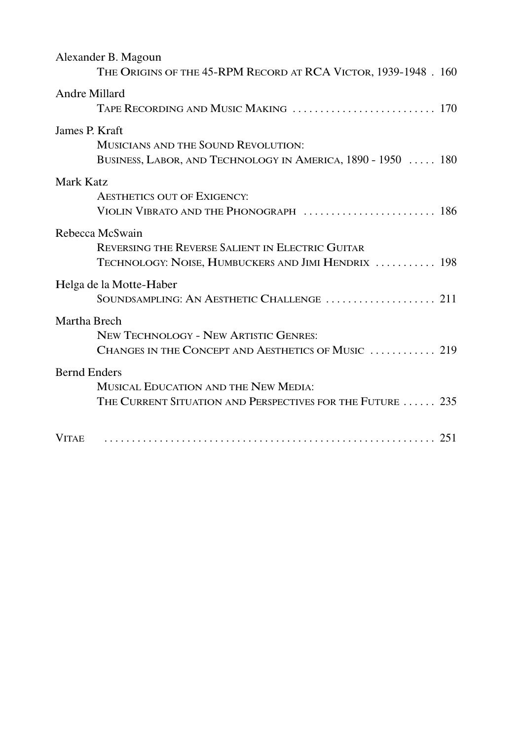Alexander B. Magoun
THE ORIGINS OF THE 45-RPM RECORD AT RCA VICTOR, 1939-1948 . 160

Andre Millard
TAPE RECORDING AND MUSIC MAKING .......................... 170

James P. Kraft
MUSICIANS AND THE SOUND REVOLUTION:
BUSINESS, LABOR, AND TECHNOLOGY IN AMERICA, 1890 - 1950 ..... 180

Mark Katz
AESTHETICS OUT OF EXIGENCY:
VIOLIN VIBRATO AND THE PHONOGRAPH ........................ 186

Rebecca McSwain
REVERSING THE REVERSE SALIENT IN ELECTRIC GUITAR
TECHNOLOGY: NOISE, HUMBUCKERS AND JIMI HENDRIX ........... 198

Helga de la Motte-Haber
SOUNDSAMPLING: AN AESTHETIC CHALLENGE .................... 211

Martha Brech
NEW TECHNOLOGY - NEW ARTISTIC GENRES:
CHANGES IN THE CONCEPT AND AESTHETICS OF MUSIC ............ 219

Bernd Enders
MUSICAL EDUCATION AND THE NEW MEDIA:
THE CURRENT SITUATION AND PERSPECTIVES FOR THE FUTURE ...... 235

VITAE ........................................................... 251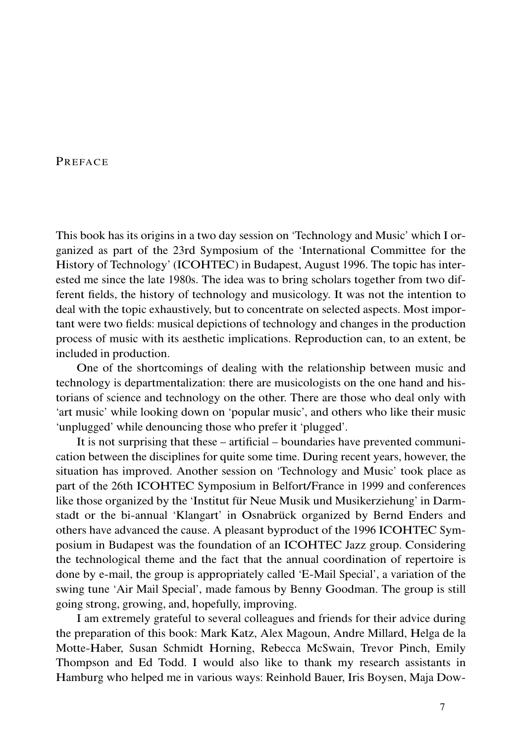# Preface

This book has its origins in a two day session on 'Technology and Music' which I organized as part of the 23rd Symposium of the 'International Committee for the History of Technology' (ICOHTEC) in Budapest, August 1996. The topic has interested me since the late 1980s. The idea was to bring scholars together from two different fields, the history of technology and musicology. It was not the intention to deal with the topic exhaustively, but to concentrate on selected aspects. Most important were two fields: musical depictions of technology and changes in the production process of music with its aesthetic implications. Reproduction can, to an extent, be included in production.

One of the shortcomings of dealing with the relationship between music and technology is departmentalization: there are musicologists on the one hand and historians of science and technology on the other. There are those who deal only with 'art music' while looking down on 'popular music', and others who like their music 'unplugged' while denouncing those who prefer it 'plugged'.

It is not surprising that these – artificial – boundaries have prevented communication between the disciplines for quite some time. During recent years, however, the situation has improved. Another session on 'Technology and Music' took place as part of the 26th ICOHTEC Symposium in Belfort/France in 1999 and conferences like those organized by the 'Institut für Neue Musik und Musikerziehung' in Darmstadt or the bi-annual 'Klangart' in Osnabrück organized by Bernd Enders and others have advanced the cause. A pleasant byproduct of the 1996 ICOHTEC Symposium in Budapest was the foundation of an ICOHTEC Jazz group. Considering the technological theme and the fact that the annual coordination of repertoire is done by e-mail, the group is appropriately called 'E-Mail Special', a variation of the swing tune 'Air Mail Special', made famous by Benny Goodman. The group is still going strong, growing, and, hopefully, improving.

I am extremely grateful to several colleagues and friends for their advice during the preparation of this book: Mark Katz, Alex Magoun, Andre Millard, Helga de la Motte-Haber, Susan Schmidt Horning, Rebecca McSwain, Trevor Pinch, Emily Thompson and Ed Todd. I would also like to thank my research assistants in Hamburg who helped me in various ways: Reinhold Bauer, Iris Boysen, Maja Dow-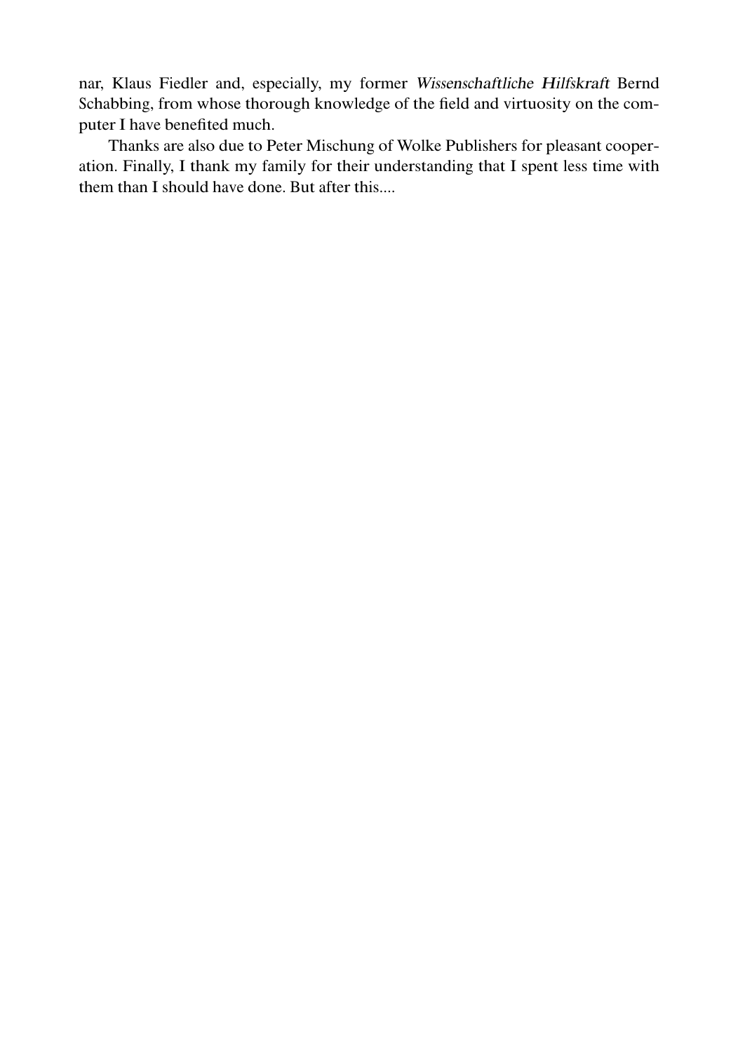nar, Klaus Fiedler and, especially, my former *Wissenschaftliche Hilfskraft* Bernd Schabbing, from whose thorough knowledge of the field and virtuosity on the computer I have benefited much.

Thanks are also due to Peter Mischung of Wolke Publishers for pleasant cooperation. Finally, I thank my family for their understanding that I spent less time with them than I should have done. But after this....